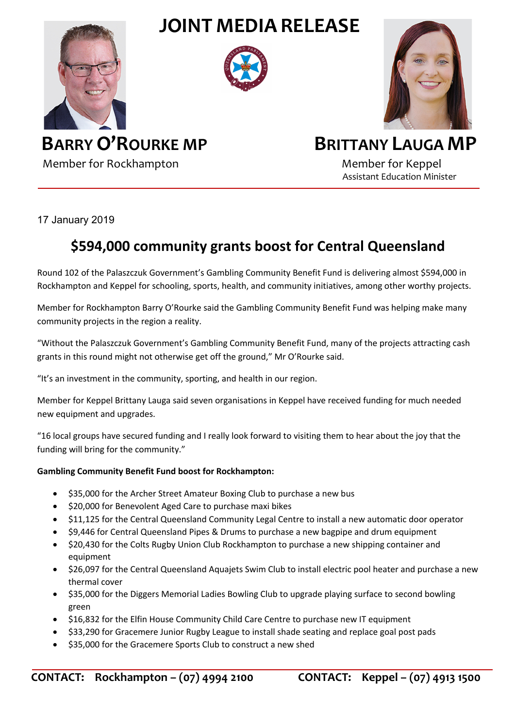# JOINT MEDIA RELEASE

**BARRY O'ROURKE MP**
Member for Rockhampton

**BRITTANY LAUGA MP**
Member for Keppel
Assistant Education Minister

17 January 2019

## $594,000 community grants boost for Central Queensland

Round 102 of the Palaszczuk Government's Gambling Community Benefit Fund is delivering almost $594,000 in Rockhampton and Keppel for schooling, sports, health, and community initiatives, among other worthy projects.

Member for Rockhampton Barry O'Rourke said the Gambling Community Benefit Fund was helping make many community projects in the region a reality.

"Without the Palaszczuk Government's Gambling Community Benefit Fund, many of the projects attracting cash grants in this round might not otherwise get off the ground," Mr O'Rourke said.

"It's an investment in the community, sporting, and health in our region.

Member for Keppel Brittany Lauga said seven organisations in Keppel have received funding for much needed new equipment and upgrades.

"16 local groups have secured funding and I really look forward to visiting them to hear about the joy that the funding will bring for the community."

**Gambling Community Benefit Fund boost for Rockhampton:**

- $35,000 for the Archer Street Amateur Boxing Club to purchase a new bus
- $20,000 for Benevolent Aged Care to purchase maxi bikes
- $11,125 for the Central Queensland Community Legal Centre to install a new automatic door operator
- $9,446 for Central Queensland Pipes & Drums to purchase a new bagpipe and drum equipment
- $20,430 for the Colts Rugby Union Club Rockhampton to purchase a new shipping container and equipment
- $26,097 for the Central Queensland Aquajets Swim Club to install electric pool heater and purchase a new thermal cover
- $35,000 for the Diggers Memorial Ladies Bowling Club to upgrade playing surface to second bowling green
- $16,832 for the Elfin House Community Child Care Centre to purchase new IT equipment
- $33,290 for Gracemere Junior Rugby League to install shade seating and replace goal post pads
- $35,000 for the Gracemere Sports Club to construct a new shed

**CONTACT: Rockhampton – (07) 4994 2100** **CONTACT: Keppel – (07) 4913 1500**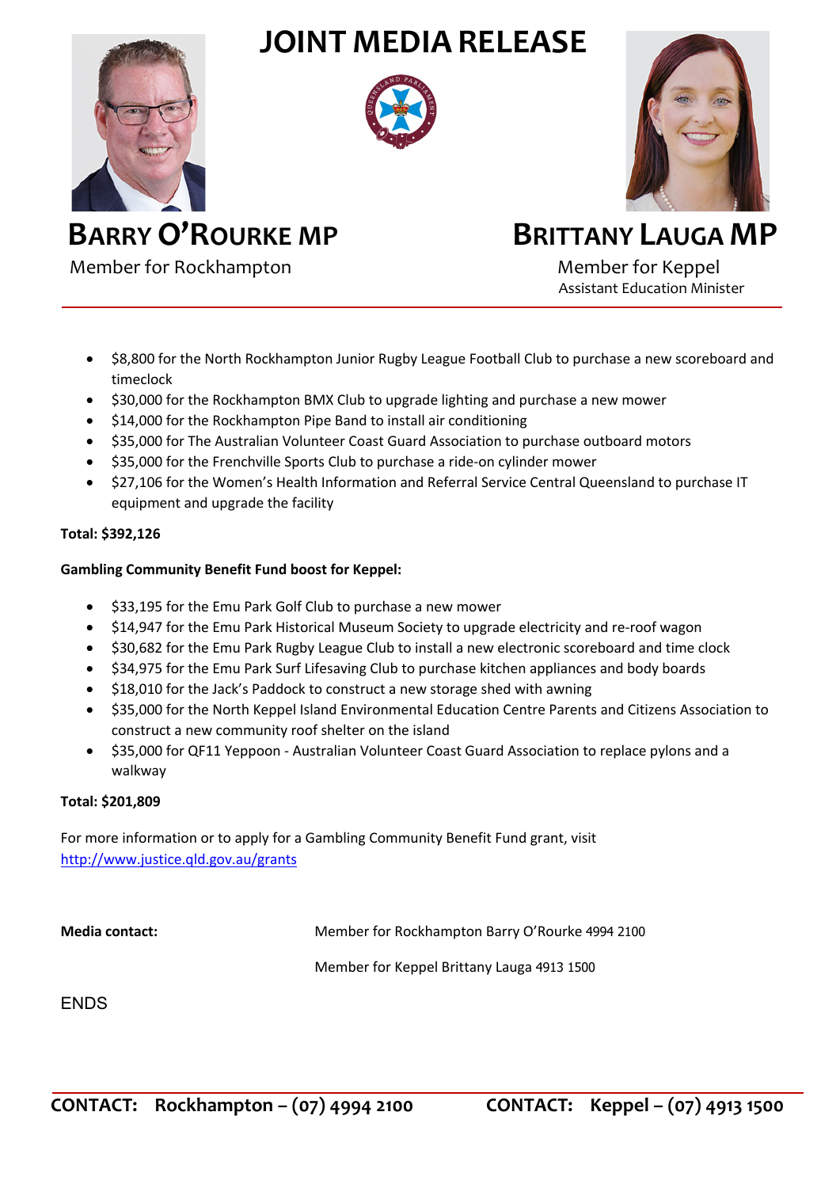# JOINT MEDIA RELEASE

**BARRY O'ROURKE MP**
Member for Rockhampton

**BRITTANY LAUGA MP**
Member for Keppel
Assistant Education Minister

- $8,800 for the North Rockhampton Junior Rugby League Football Club to purchase a new scoreboard and timeclock
- $30,000 for the Rockhampton BMX Club to upgrade lighting and purchase a new mower
- $14,000 for the Rockhampton Pipe Band to install air conditioning
- $35,000 for The Australian Volunteer Coast Guard Association to purchase outboard motors
- $35,000 for the Frenchville Sports Club to purchase a ride-on cylinder mower
- $27,106 for the Women's Health Information and Referral Service Central Queensland to purchase IT equipment and upgrade the facility

**Total: $392,126**

**Gambling Community Benefit Fund boost for Keppel:**

- $33,195 for the Emu Park Golf Club to purchase a new mower
- $14,947 for the Emu Park Historical Museum Society to upgrade electricity and re-roof wagon
- $30,682 for the Emu Park Rugby League Club to install a new electronic scoreboard and time clock
- $34,975 for the Emu Park Surf Lifesaving Club to purchase kitchen appliances and body boards
- $18,010 for the Jack's Paddock to construct a new storage shed with awning
- $35,000 for the North Keppel Island Environmental Education Centre Parents and Citizens Association to construct a new community roof shelter on the island
- $35,000 for QF11 Yeppoon - Australian Volunteer Coast Guard Association to replace pylons and a walkway

**Total: $201,809**

For more information or to apply for a Gambling Community Benefit Fund grant, visit http://www.justice.qld.gov.au/grants

**Media contact:** Member for Rockhampton Barry O'Rourke 4994 2100

Member for Keppel Brittany Lauga 4913 1500

ENDS

**CONTACT: Rockhampton – (07) 4994 2100** **CONTACT: Keppel – (07) 4913 1500**